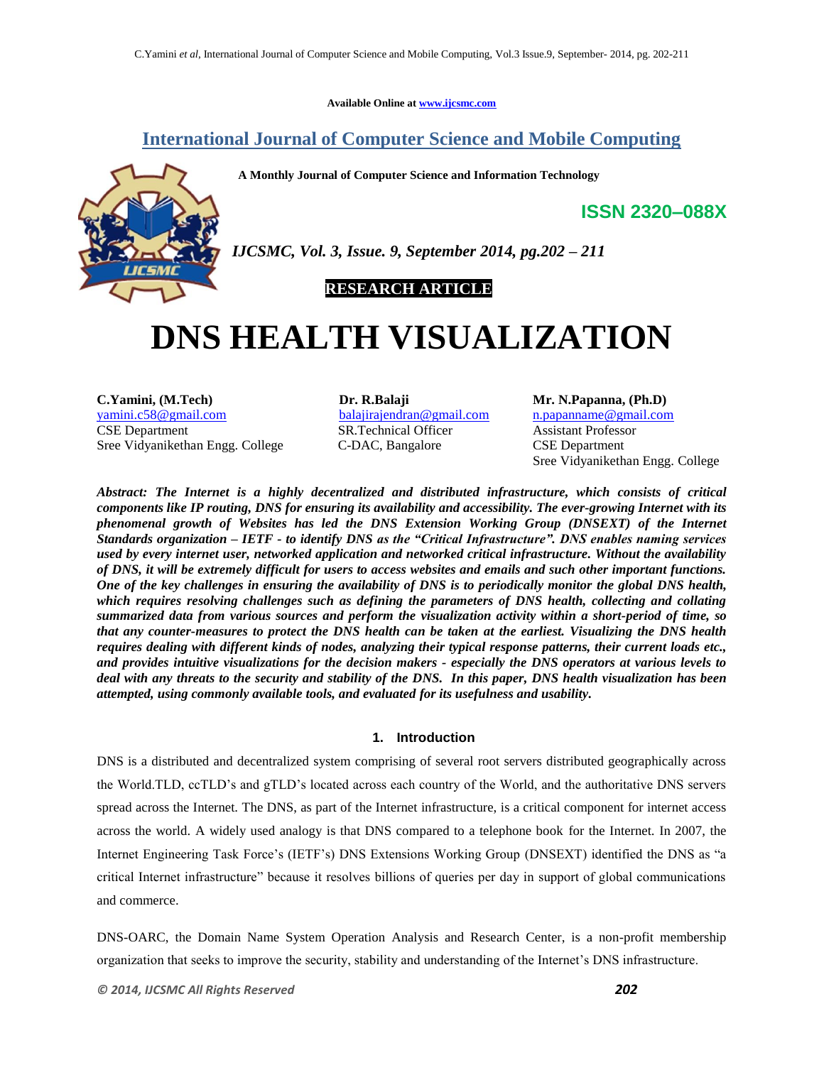Available Online at www.ijcsmc.com

## International Journal of Computer Science and Mobile Computing

**A Monthly Journal of Computer Science and Information Technology**

**ISSN 2320–088X**

*IJCSMC, Vol. 3, Issue. 9, September 2014, pg.202 – 211*

**RESEARCH ARTICLE**

# DNS HEALTH VISUALIZATION

**C.Yamini, (M.Tech)**
yamini.c58@gmail.com
CSE Department
Sree Vidyanikethan Engg. College

**Dr. R.Balaji**
balajirajendran@gmail.com
SR.Technical Officer
C-DAC, Bangalore

**Mr. N.Papanna, (Ph.D)**
n.papanname@gmail.com
Assistant Professor
CSE Department
Sree Vidyanikethan Engg. College

***Abstract: The Internet is a highly decentralized and distributed infrastructure, which consists of critical components like IP routing, DNS for ensuring its availability and accessibility. The ever-growing Internet with its phenomenal growth of Websites has led the DNS Extension Working Group (DNSEXT) of the Internet Standards organization – IETF - to identify DNS as the "Critical Infrastructure". DNS enables naming services used by every internet user, networked application and networked critical infrastructure. Without the availability of DNS, it will be extremely difficult for users to access websites and emails and such other important functions. One of the key challenges in ensuring the availability of DNS is to periodically monitor the global DNS health, which requires resolving challenges such as defining the parameters of DNS health, collecting and collating summarized data from various sources and perform the visualization activity within a short-period of time, so that any counter-measures to protect the DNS health can be taken at the earliest. Visualizing the DNS health requires dealing with different kinds of nodes, analyzing their typical response patterns, their current loads etc., and provides intuitive visualizations for the decision makers - especially the DNS operators at various levels to deal with any threats to the security and stability of the DNS. In this paper, DNS health visualization has been attempted, using commonly available tools, and evaluated for its usefulness and usability.***

## 1. Introduction

DNS is a distributed and decentralized system comprising of several root servers distributed geographically across the World.TLD, ccTLD's and gTLD's located across each country of the World, and the authoritative DNS servers spread across the Internet. The DNS, as part of the Internet infrastructure, is a critical component for internet access across the world. A widely used analogy is that DNS compared to a telephone book for the Internet. In 2007, the Internet Engineering Task Force's (IETF's) DNS Extensions Working Group (DNSEXT) identified the DNS as "a critical Internet infrastructure" because it resolves billions of queries per day in support of global communications and commerce.

DNS-OARC, the Domain Name System Operation Analysis and Research Center, is a non-profit membership organization that seeks to improve the security, stability and understanding of the Internet's DNS infrastructure.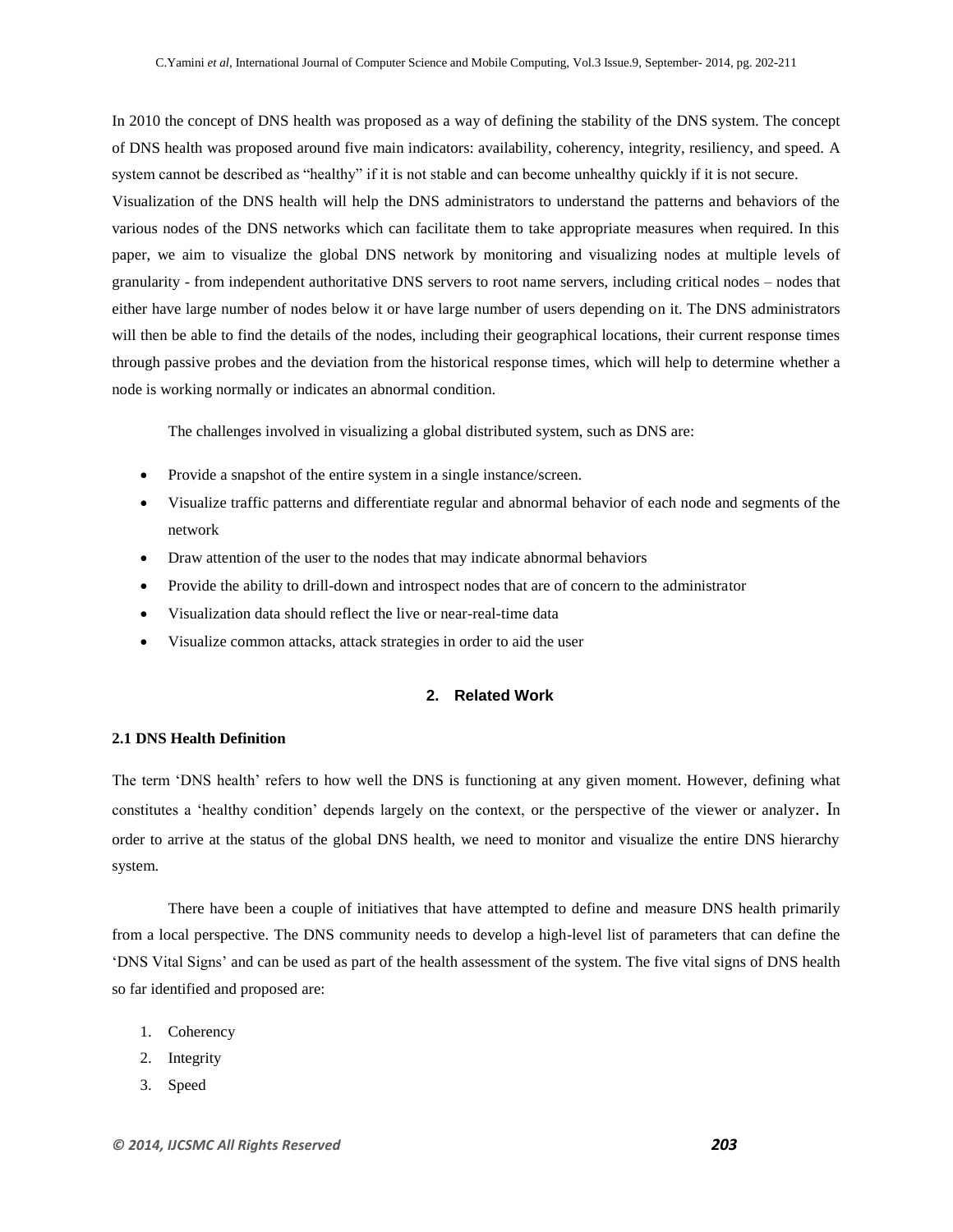In 2010 the concept of DNS health was proposed as a way of defining the stability of the DNS system. The concept of DNS health was proposed around five main indicators: availability, coherency, integrity, resiliency, and speed. A system cannot be described as "healthy" if it is not stable and can become unhealthy quickly if it is not secure. Visualization of the DNS health will help the DNS administrators to understand the patterns and behaviors of the various nodes of the DNS networks which can facilitate them to take appropriate measures when required. In this paper, we aim to visualize the global DNS network by monitoring and visualizing nodes at multiple levels of granularity - from independent authoritative DNS servers to root name servers, including critical nodes – nodes that either have large number of nodes below it or have large number of users depending on it. The DNS administrators will then be able to find the details of the nodes, including their geographical locations, their current response times through passive probes and the deviation from the historical response times, which will help to determine whether a node is working normally or indicates an abnormal condition.

The challenges involved in visualizing a global distributed system, such as DNS are:

- Provide a snapshot of the entire system in a single instance/screen.
- Visualize traffic patterns and differentiate regular and abnormal behavior of each node and segments of the network
- Draw attention of the user to the nodes that may indicate abnormal behaviors
- Provide the ability to drill-down and introspect nodes that are of concern to the administrator
- Visualization data should reflect the live or near-real-time data
- Visualize common attacks, attack strategies in order to aid the user

## 2. Related Work

### 2.1 DNS Health Definition

The term 'DNS health' refers to how well the DNS is functioning at any given moment. However, defining what constitutes a 'healthy condition' depends largely on the context, or the perspective of the viewer or analyzer. In order to arrive at the status of the global DNS health, we need to monitor and visualize the entire DNS hierarchy system.

There have been a couple of initiatives that have attempted to define and measure DNS health primarily from a local perspective. The DNS community needs to develop a high-level list of parameters that can define the 'DNS Vital Signs' and can be used as part of the health assessment of the system. The five vital signs of DNS health so far identified and proposed are:

1. Coherency
2. Integrity
3. Speed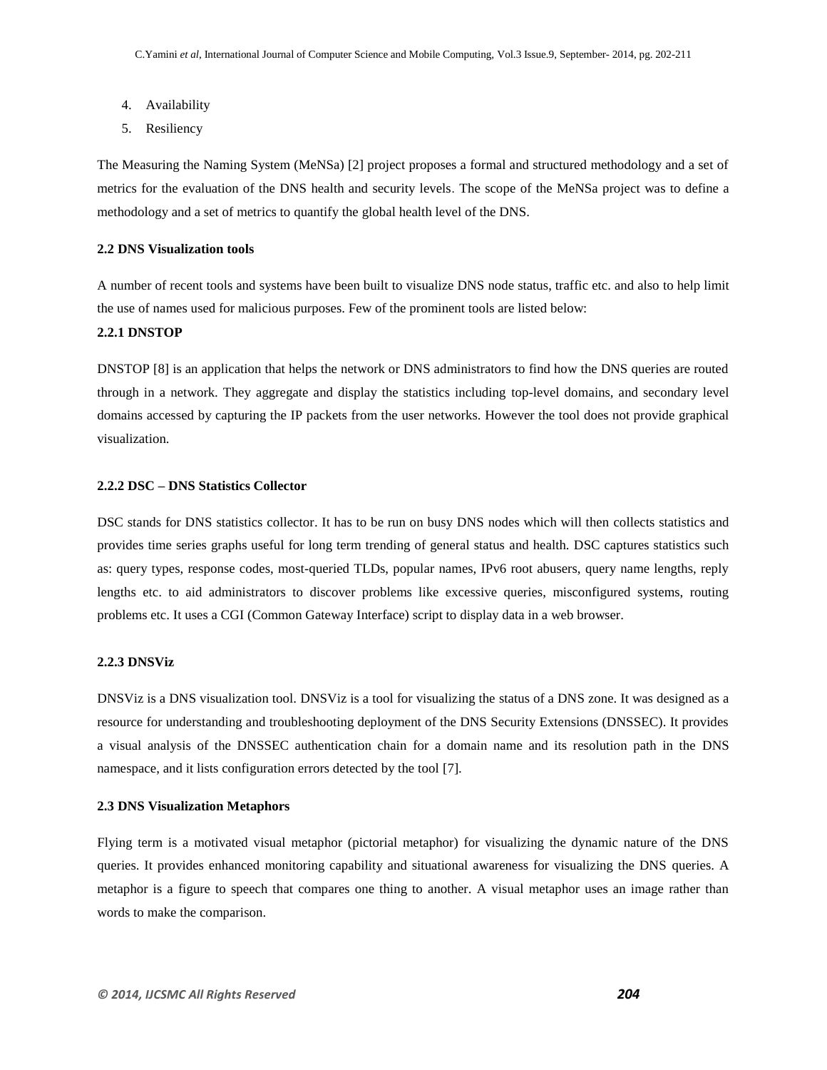4. Availability
5. Resiliency

The Measuring the Naming System (MeNSa) [2] project proposes a formal and structured methodology and a set of metrics for the evaluation of the DNS health and security levels. The scope of the MeNSa project was to define a methodology and a set of metrics to quantify the global health level of the DNS.

### 2.2 DNS Visualization tools

A number of recent tools and systems have been built to visualize DNS node status, traffic etc. and also to help limit the use of names used for malicious purposes. Few of the prominent tools are listed below:

#### 2.2.1 DNSTOP

DNSTOP [8] is an application that helps the network or DNS administrators to find how the DNS queries are routed through in a network. They aggregate and display the statistics including top-level domains, and secondary level domains accessed by capturing the IP packets from the user networks. However the tool does not provide graphical visualization.

#### 2.2.2 DSC – DNS Statistics Collector

DSC stands for DNS statistics collector. It has to be run on busy DNS nodes which will then collects statistics and provides time series graphs useful for long term trending of general status and health. DSC captures statistics such as: query types, response codes, most-queried TLDs, popular names, IPv6 root abusers, query name lengths, reply lengths etc. to aid administrators to discover problems like excessive queries, misconfigured systems, routing problems etc. It uses a CGI (Common Gateway Interface) script to display data in a web browser.

#### 2.2.3 DNSViz

DNSViz is a DNS visualization tool. DNSViz is a tool for visualizing the status of a DNS zone. It was designed as a resource for understanding and troubleshooting deployment of the DNS Security Extensions (DNSSEC). It provides a visual analysis of the DNSSEC authentication chain for a domain name and its resolution path in the DNS namespace, and it lists configuration errors detected by the tool [7].

### 2.3 DNS Visualization Metaphors

Flying term is a motivated visual metaphor (pictorial metaphor) for visualizing the dynamic nature of the DNS queries. It provides enhanced monitoring capability and situational awareness for visualizing the DNS queries. A metaphor is a figure to speech that compares one thing to another. A visual metaphor uses an image rather than words to make the comparison.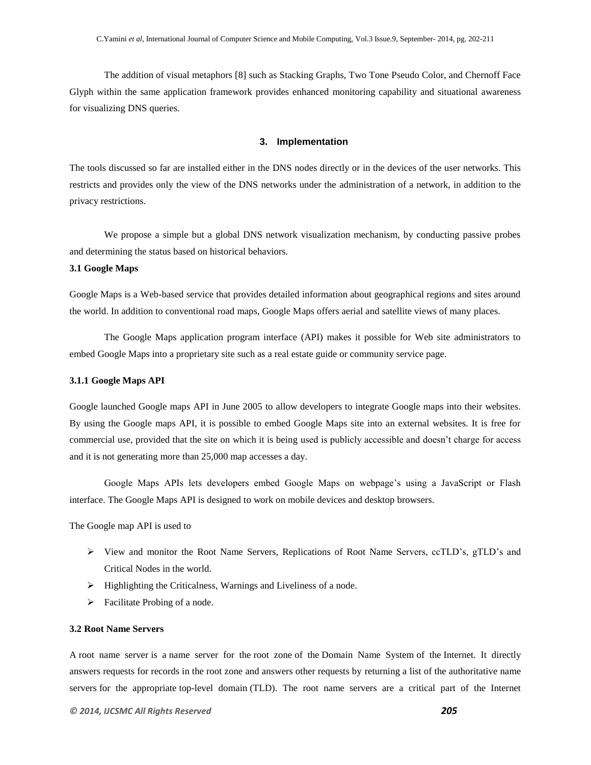The addition of visual metaphors [8] such as Stacking Graphs, Two Tone Pseudo Color, and Chernoff Face Glyph within the same application framework provides enhanced monitoring capability and situational awareness for visualizing DNS queries.

## 3. Implementation

The tools discussed so far are installed either in the DNS nodes directly or in the devices of the user networks. This restricts and provides only the view of the DNS networks under the administration of a network, in addition to the privacy restrictions.

We propose a simple but a global DNS network visualization mechanism, by conducting passive probes and determining the status based on historical behaviors.

### 3.1 Google Maps

Google Maps is a Web-based service that provides detailed information about geographical regions and sites around the world. In addition to conventional road maps, Google Maps offers aerial and satellite views of many places.

The Google Maps application program interface (API) makes it possible for Web site administrators to embed Google Maps into a proprietary site such as a real estate guide or community service page.

#### 3.1.1 Google Maps API

Google launched Google maps API in June 2005 to allow developers to integrate Google maps into their websites. By using the Google maps API, it is possible to embed Google Maps site into an external websites. It is free for commercial use, provided that the site on which it is being used is publicly accessible and doesn't charge for access and it is not generating more than 25,000 map accesses a day.

Google Maps APIs lets developers embed Google Maps on webpage's using a JavaScript or Flash interface. The Google Maps API is designed to work on mobile devices and desktop browsers.

The Google map API is used to

- View and monitor the Root Name Servers, Replications of Root Name Servers, ccTLD's, gTLD's and Critical Nodes in the world.
- Highlighting the Criticalness, Warnings and Liveliness of a node.
- Facilitate Probing of a node.

### 3.2 Root Name Servers

A root name server is a name server for the root zone of the Domain Name System of the Internet. It directly answers requests for records in the root zone and answers other requests by returning a list of the authoritative name servers for the appropriate top-level domain (TLD). The root name servers are a critical part of the Internet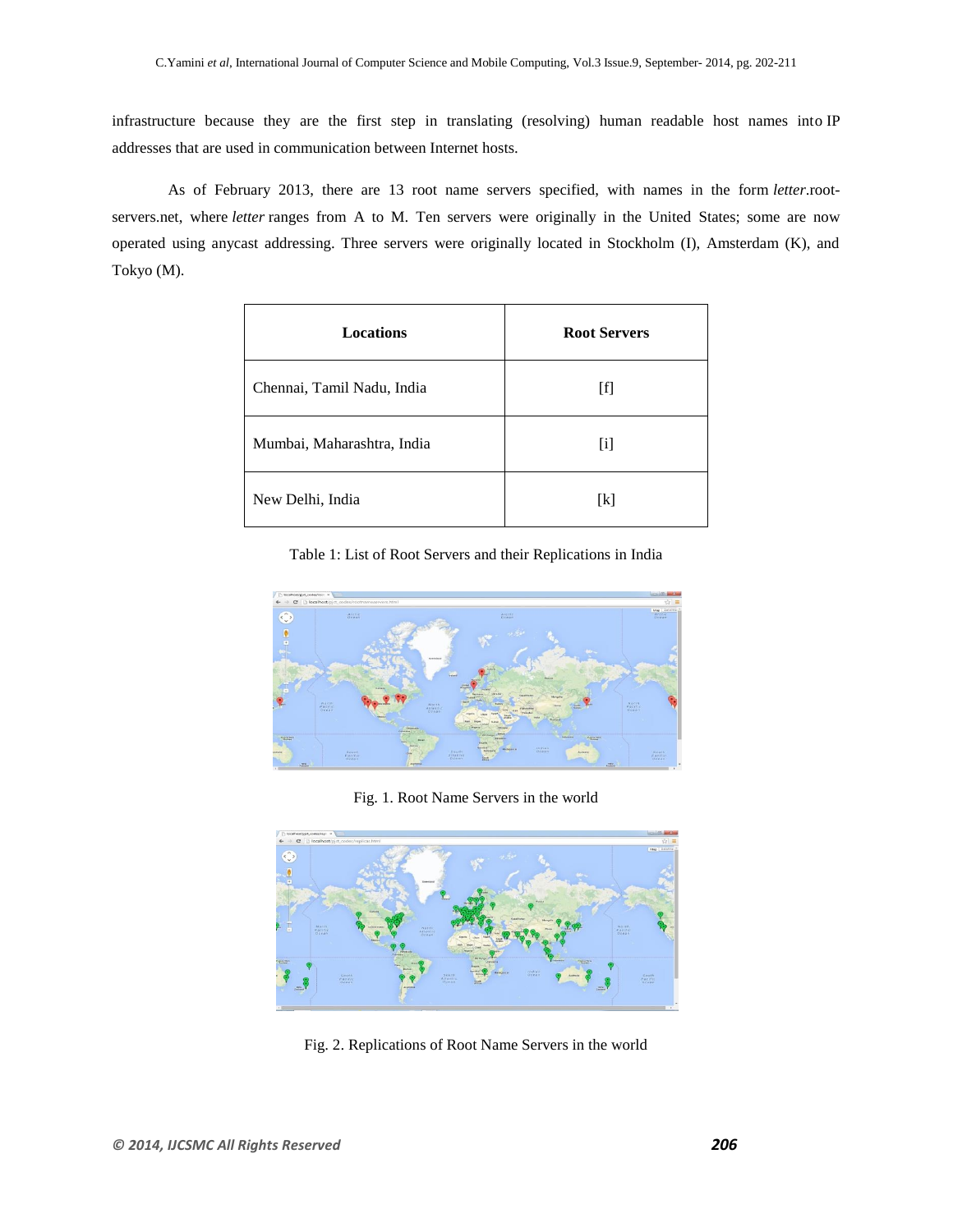infrastructure because they are the first step in translating (resolving) human readable host names into IP addresses that are used in communication between Internet hosts.

As of February 2013, there are 13 root name servers specified, with names in the form *letter*.root-servers.net, where *letter* ranges from A to M. Ten servers were originally in the United States; some are now operated using anycast addressing. Three servers were originally located in Stockholm (I), Amsterdam (K), and Tokyo (M).

| Locations | Root Servers |
|---|---|
| Chennai, Tamil Nadu, India | [f] |
| Mumbai, Maharashtra, India | [i] |
| New Delhi, India | [k] |

Table 1: List of Root Servers and their Replications in India

Fig. 1. Root Name Servers in the world

Fig. 2. Replications of Root Name Servers in the world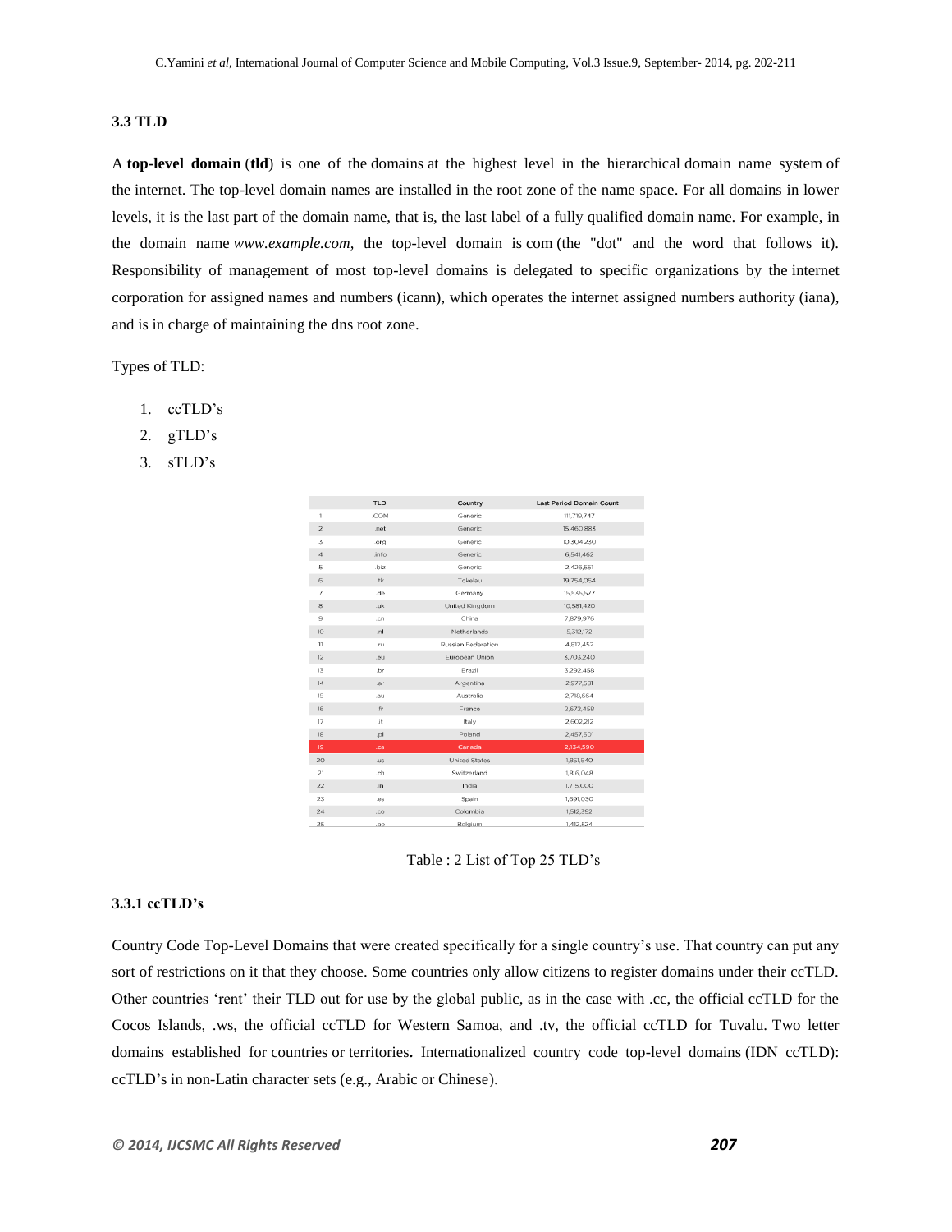### 3.3 TLD

A **top-level domain** (**tld**) is one of the domains at the highest level in the hierarchical domain name system of the internet. The top-level domain names are installed in the root zone of the name space. For all domains in lower levels, it is the last part of the domain name, that is, the last label of a fully qualified domain name. For example, in the domain name *www.example.com*, the top-level domain is com (the "dot" and the word that follows it). Responsibility of management of most top-level domains is delegated to specific organizations by the internet corporation for assigned names and numbers (icann), which operates the internet assigned numbers authority (iana), and is in charge of maintaining the dns root zone.

Types of TLD:

1. ccTLD's
2. gTLD's
3. sTLD's

| | TLD | Country | Last Period Domain Count |
|---|---|---|---|
| 1 | .COM | Generic | 111,719,747 |
| 2 | .net | Generic | 15,460,883 |
| 3 | .org | Generic | 10,304,230 |
| 4 | .info | Generic | 6,541,462 |
| 5 | .biz | Generic | 2,426,551 |
| 6 | .tk | Tokelau | 19,754,054 |
| 7 | .de | Germany | 15,535,577 |
| 8 | .uk | United Kingdom | 10,581,420 |
| 9 | .cn | China | 7,879,976 |
| 10 | .nl | Netherlands | 5,312,172 |
| 11 | .ru | Russian Federation | 4,812,452 |
| 12 | .eu | European Union | 3,703,240 |
| 13 | .br | Brazil | 3,292,458 |
| 14 | .ar | Argentina | 2,977,581 |
| 15 | .au | Australia | 2,718,664 |
| 16 | .fr | France | 2,672,458 |
| 17 | .it | Italy | 2,602,212 |
| 18 | .pl | Poland | 2,457,501 |
| 19 | .ca | Canada | 2,134,590 |
| 20 | .us | United States | 1,851,540 |
| 21 | .ch | Switzerland | 1,816,048 |
| 22 | .in | India | 1,715,000 |
| 23 | .es | Spain | 1,691,030 |
| 24 | .co | Colombia | 1,512,392 |
| 25 | .be | Belgium | 1,412,524 |

Table : 2 List of Top 25 TLD's

#### 3.3.1 ccTLD's

Country Code Top-Level Domains that were created specifically for a single country's use. That country can put any sort of restrictions on it that they choose. Some countries only allow citizens to register domains under their ccTLD. Other countries 'rent' their TLD out for use by the global public, as in the case with .cc, the official ccTLD for the Cocos Islands, .ws, the official ccTLD for Western Samoa, and .tv, the official ccTLD for Tuvalu. Two letter domains established for countries or territories**.** Internationalized country code top-level domains (IDN ccTLD): ccTLD's in non-Latin character sets (e.g., Arabic or Chinese).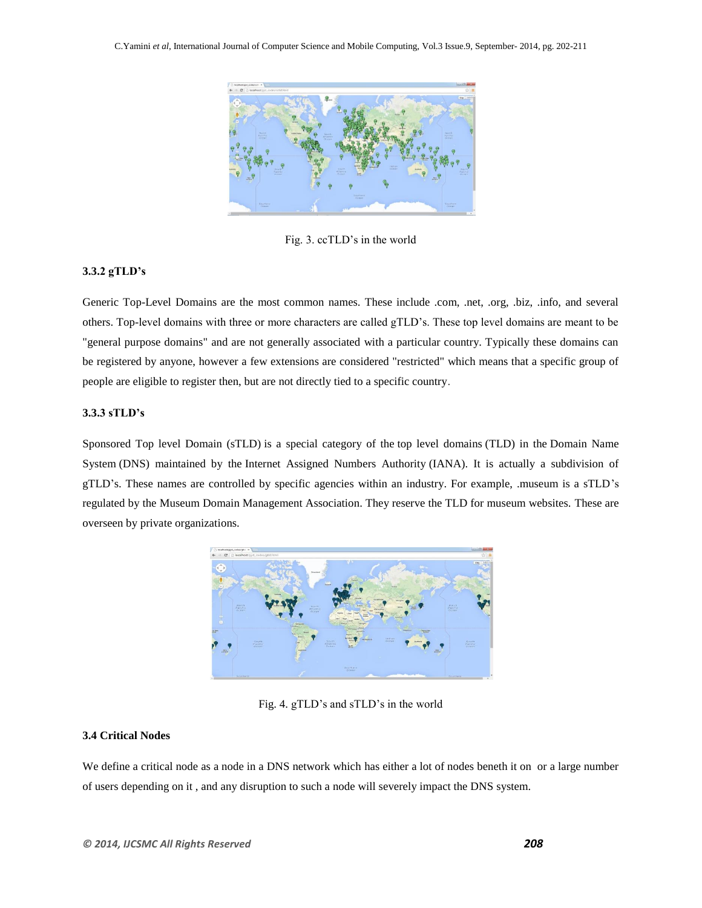Fig. 3. ccTLD's in the world

### 3.3.2 gTLD's

Generic Top-Level Domains are the most common names. These include .com, .net, .org, .biz, .info, and several others. Top-level domains with three or more characters are called gTLD's. These top level domains are meant to be "general purpose domains" and are not generally associated with a particular country. Typically these domains can be registered by anyone, however a few extensions are considered "restricted" which means that a specific group of people are eligible to register then, but are not directly tied to a specific country.

### 3.3.3 sTLD's

Sponsored Top level Domain (sTLD) is a special category of the top level domains (TLD) in the Domain Name System (DNS) maintained by the Internet Assigned Numbers Authority (IANA). It is actually a subdivision of gTLD's. These names are controlled by specific agencies within an industry. For example, .museum is a sTLD's regulated by the Museum Domain Management Association. They reserve the TLD for museum websites. These are overseen by private organizations.

Fig. 4. gTLD's and sTLD's in the world

## 3.4 Critical Nodes

We define a critical node as a node in a DNS network which has either a lot of nodes beneth it on or a large number of users depending on it , and any disruption to such a node will severely impact the DNS system.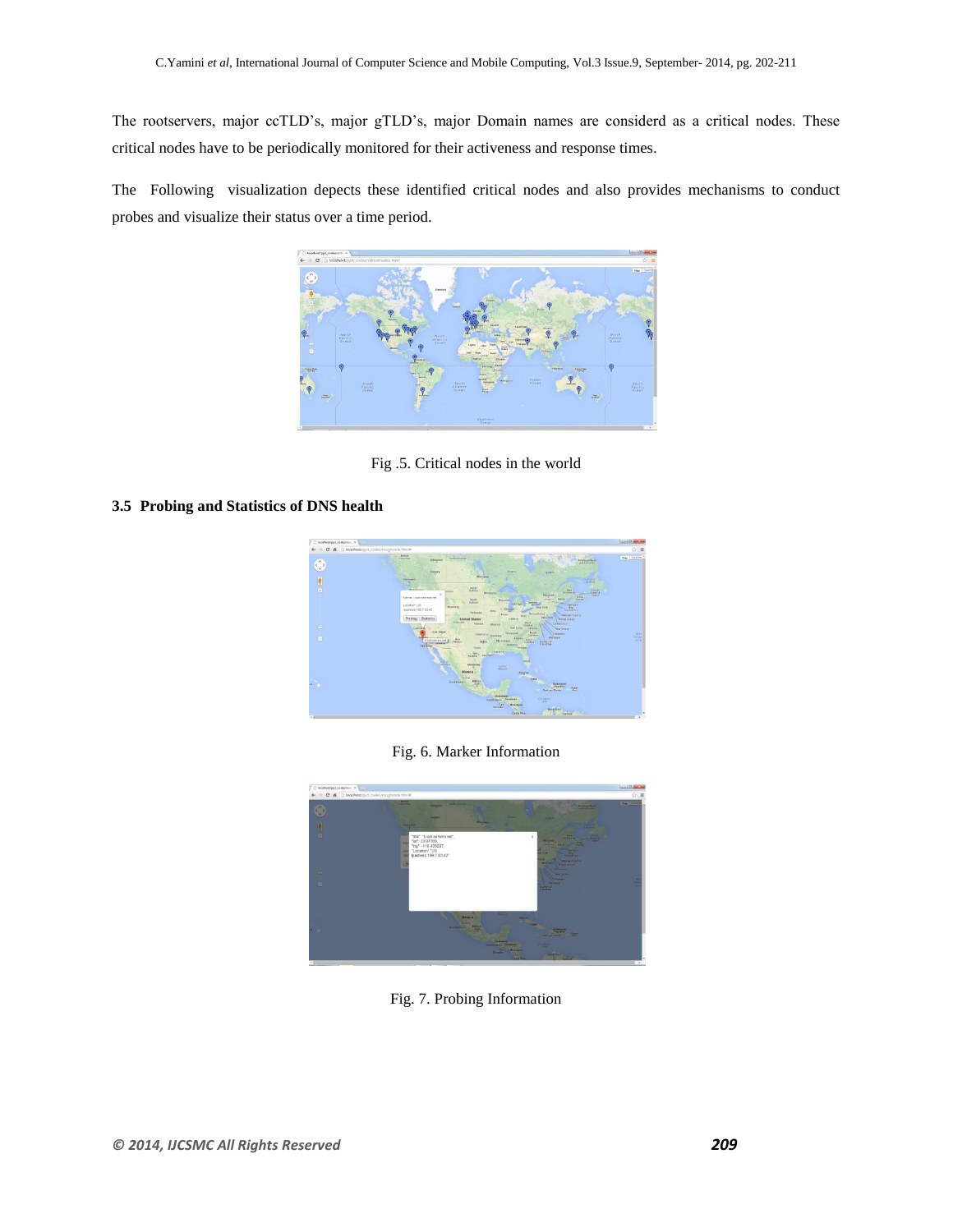The rootservers, major ccTLD's, major gTLD's, major Domain names are considerd as a critical nodes. These critical nodes have to be periodically monitored for their activeness and response times.

The Following visualization depects these identified critical nodes and also provides mechanisms to conduct probes and visualize their status over a time period.

Fig .5. Critical nodes in the world

### 3.5 Probing and Statistics of DNS health

Fig. 6. Marker Information

Fig. 7. Probing Information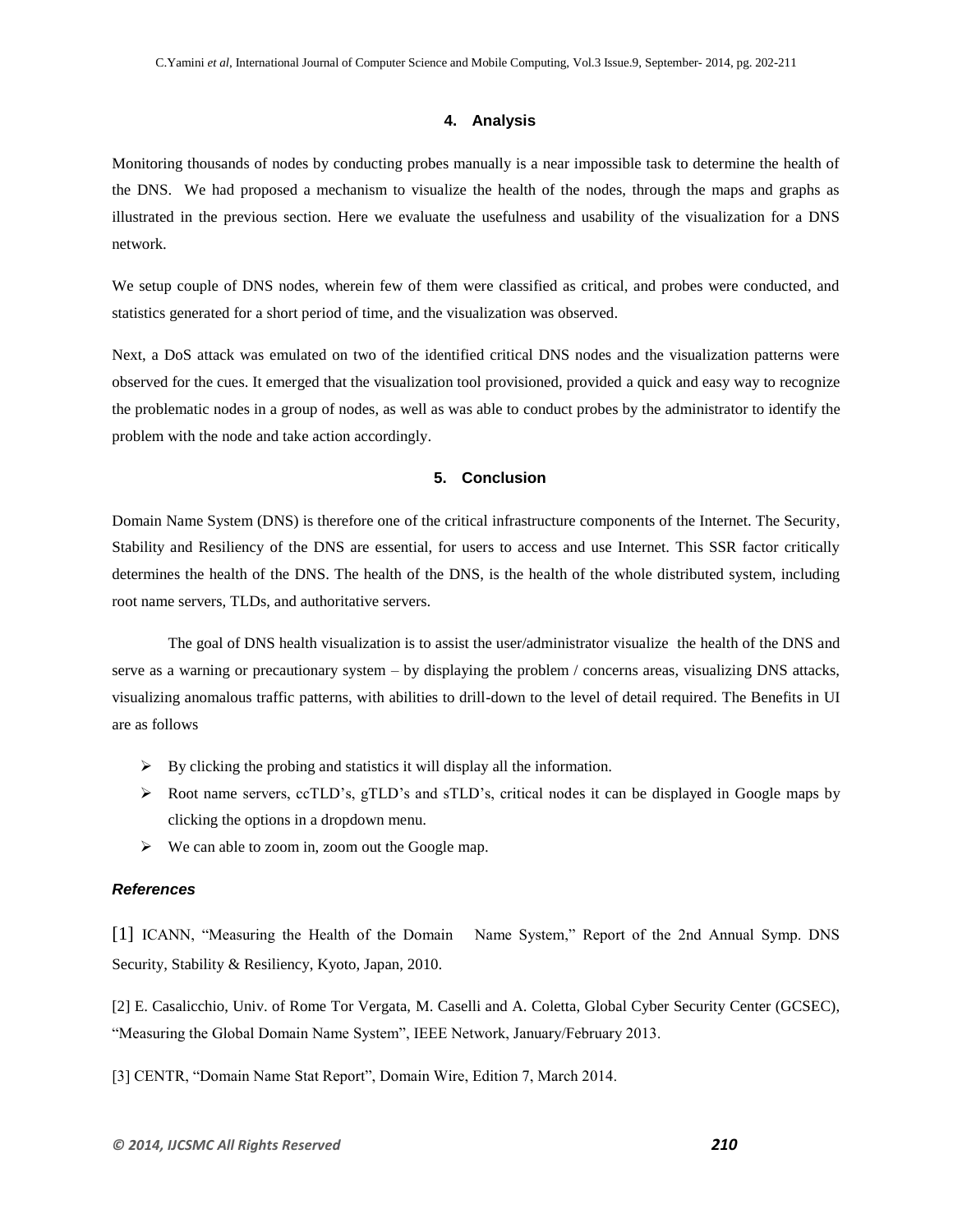## 4. Analysis

Monitoring thousands of nodes by conducting probes manually is a near impossible task to determine the health of the DNS. We had proposed a mechanism to visualize the health of the nodes, through the maps and graphs as illustrated in the previous section. Here we evaluate the usefulness and usability of the visualization for a DNS network.

We setup couple of DNS nodes, wherein few of them were classified as critical, and probes were conducted, and statistics generated for a short period of time, and the visualization was observed.

Next, a DoS attack was emulated on two of the identified critical DNS nodes and the visualization patterns were observed for the cues. It emerged that the visualization tool provisioned, provided a quick and easy way to recognize the problematic nodes in a group of nodes, as well as was able to conduct probes by the administrator to identify the problem with the node and take action accordingly.

## 5. Conclusion

Domain Name System (DNS) is therefore one of the critical infrastructure components of the Internet. The Security, Stability and Resiliency of the DNS are essential, for users to access and use Internet. This SSR factor critically determines the health of the DNS. The health of the DNS, is the health of the whole distributed system, including root name servers, TLDs, and authoritative servers.

The goal of DNS health visualization is to assist the user/administrator visualize the health of the DNS and serve as a warning or precautionary system – by displaying the problem / concerns areas, visualizing DNS attacks, visualizing anomalous traffic patterns, with abilities to drill-down to the level of detail required. The Benefits in UI are as follows

- By clicking the probing and statistics it will display all the information.
- Root name servers, ccTLD's, gTLD's and sTLD's, critical nodes it can be displayed in Google maps by clicking the options in a dropdown menu.
- We can able to zoom in, zoom out the Google map.

### *References*

[1] ICANN, "Measuring the Health of the Domain Name System," Report of the 2nd Annual Symp. DNS Security, Stability & Resiliency, Kyoto, Japan, 2010.

[2] E. Casalicchio, Univ. of Rome Tor Vergata, M. Caselli and A. Coletta, Global Cyber Security Center (GCSEC), "Measuring the Global Domain Name System", IEEE Network, January/February 2013.

[3] CENTR, "Domain Name Stat Report", Domain Wire, Edition 7, March 2014.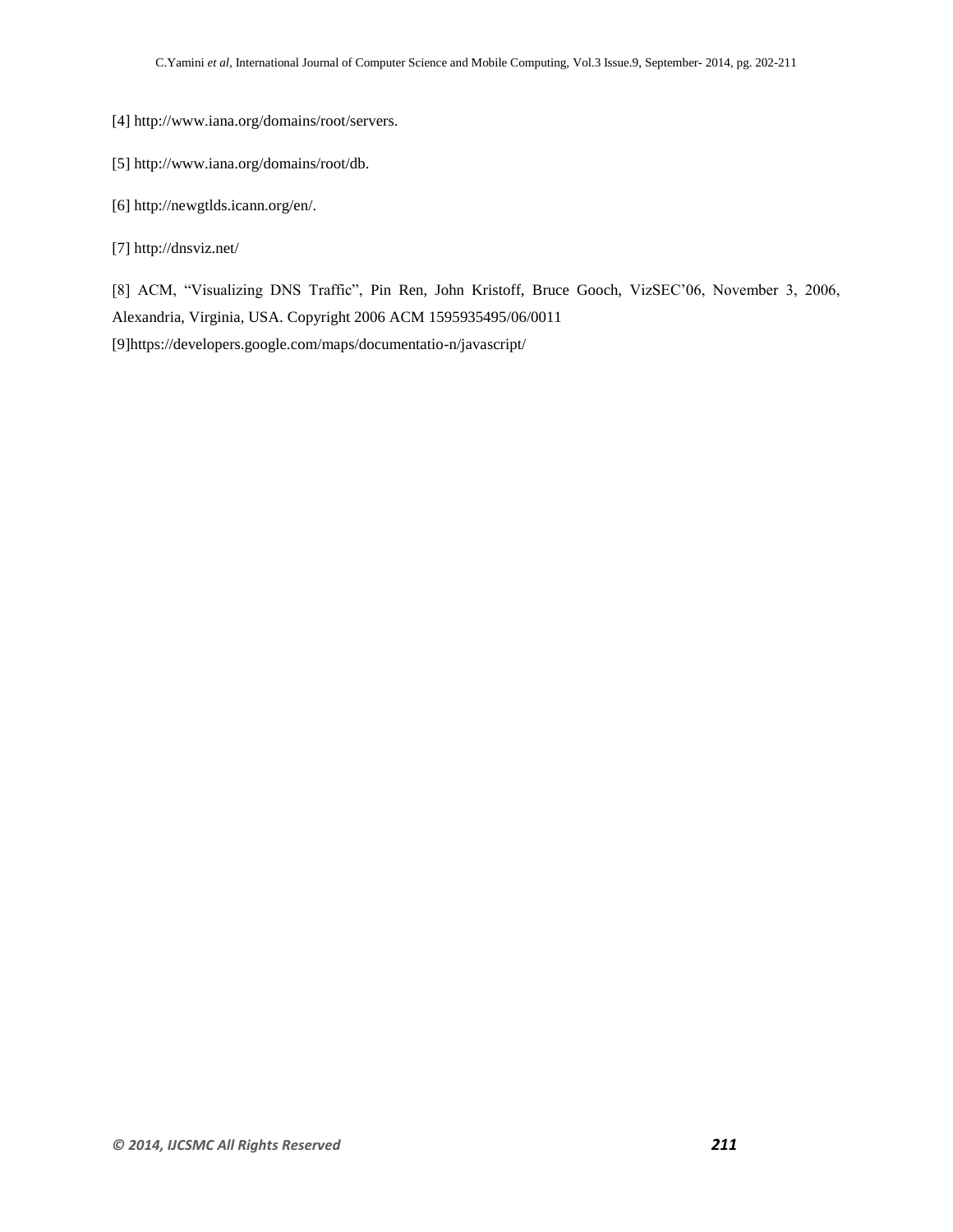[4] http://www.iana.org/domains/root/servers.

[5] http://www.iana.org/domains/root/db.

[6] http://newgtlds.icann.org/en/.

[7] http://dnsviz.net/

[8] ACM, "Visualizing DNS Traffic", Pin Ren, John Kristoff, Bruce Gooch, VizSEC'06, November 3, 2006, Alexandria, Virginia, USA. Copyright 2006 ACM 1595935495/06/0011

[9]https://developers.google.com/maps/documentatio-n/javascript/